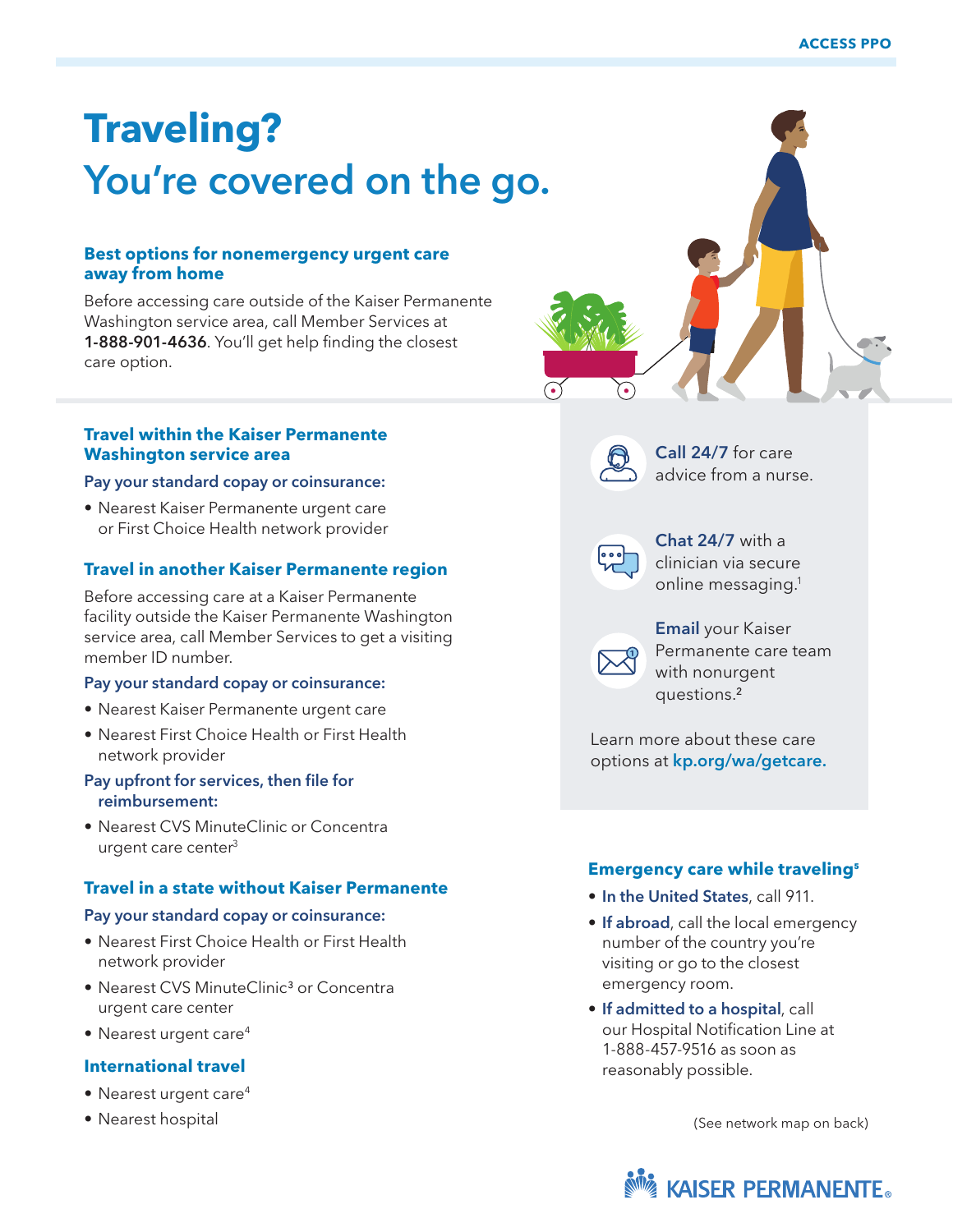ACCESS PPO

# Traveling?
## You're covered on the go.

### Best options for nonemergency urgent care away from home

Before accessing care outside of the Kaiser Permanente Washington service area, call Member Services at **1-888-901-4636**. You'll get help finding the closest care option.

### Travel within the Kaiser Permanente Washington service area

**Pay your standard copay or coinsurance:**

- Nearest Kaiser Permanente urgent care or First Choice Health network provider

### Travel in another Kaiser Permanente region

Before accessing care at a Kaiser Permanente facility outside the Kaiser Permanente Washington service area, call Member Services to get a visiting member ID number.

**Pay your standard copay or coinsurance:**

- Nearest Kaiser Permanente urgent care
- Nearest First Choice Health or First Health network provider

**Pay upfront for services, then file for reimbursement:**

- Nearest CVS MinuteClinic or Concentra urgent care center[3]

### Travel in a state without Kaiser Permanente

**Pay your standard copay or coinsurance:**

- Nearest First Choice Health or First Health network provider
- Nearest CVS MinuteClinic[3] or Concentra urgent care center
- Nearest urgent care[4]

### International travel

- Nearest urgent care[4]
- Nearest hospital

**Call 24/7** for care advice from a nurse.

**Chat 24/7** with a clinician via secure online messaging.[1]

**Email** your Kaiser Permanente care team with nonurgent questions.[2]

Learn more about these care options at **kp.org/wa/getcare.**

### Emergency care while traveling[5]

- **In the United States**, call 911.
- **If abroad**, call the local emergency number of the country you're visiting or go to the closest emergency room.
- **If admitted to a hospital**, call our Hospital Notification Line at 1-888-457-9516 as soon as reasonably possible.

(See network map on back)

KAISER PERMANENTE®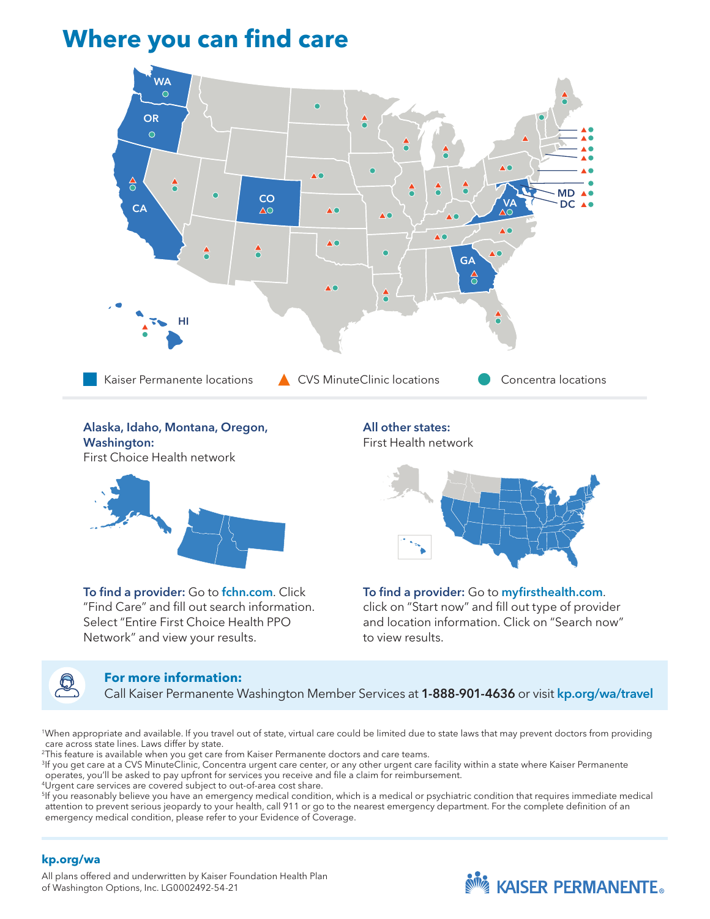# Where you can find care

WA
OR
CA
CO
VA
MD
DC
GA
HI

Kaiser Permanente locations
CVS MinuteClinic locations
Concentra locations

**Alaska, Idaho, Montana, Oregon, Washington:**
First Choice Health network

**To find a provider:** Go to fchn.com. Click "Find Care" and fill out search information. Select "Entire First Choice Health PPO Network" and view your results.

**All other states:**
First Health network

**To find a provider:** Go to myfirsthealth.com. click on "Start now" and fill out type of provider and location information. Click on "Search now" to view results.

**For more information:**
Call Kaiser Permanente Washington Member Services at **1-888-901-4636** or visit kp.org/wa/travel

[1]When appropriate and available. If you travel out of state, virtual care could be limited due to state laws that may prevent doctors from providing care across state lines. Laws differ by state.
[2]This feature is available when you get care from Kaiser Permanente doctors and care teams.
[3]If you get care at a CVS MinuteClinic, Concentra urgent care center, or any other urgent care facility within a state where Kaiser Permanente operates, you'll be asked to pay upfront for services you receive and file a claim for reimbursement.
[4]Urgent care services are covered subject to out-of-area cost share.
[5]If you reasonably believe you have an emergency medical condition, which is a medical or psychiatric condition that requires immediate medical attention to prevent serious jeopardy to your health, call 911 or go to the nearest emergency department. For the complete definition of an emergency medical condition, please refer to your Evidence of Coverage.

**kp.org/wa**

All plans offered and underwritten by Kaiser Foundation Health Plan of Washington Options, Inc. LG0002492-54-21

KAISER PERMANENTE®